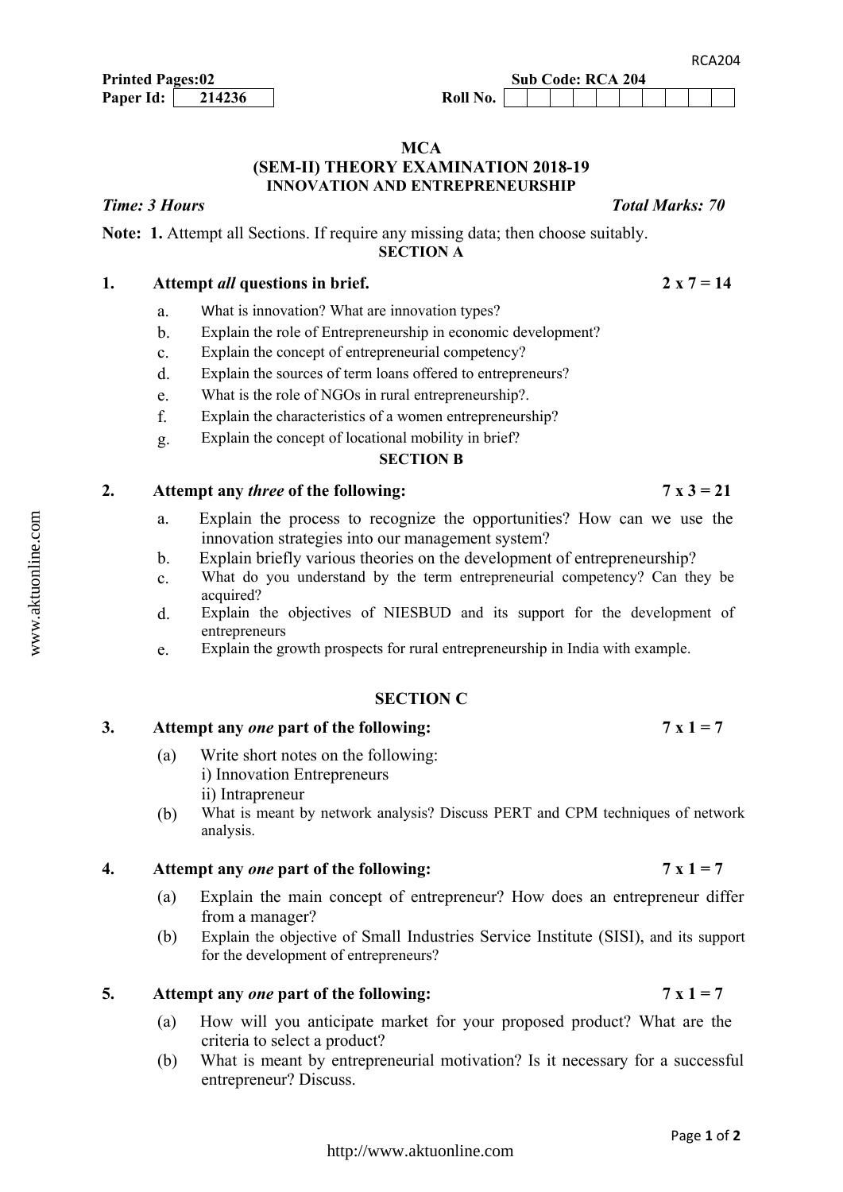Printed Pages:02 Sub Code: RCA 204

Paper Id: 214236 Roll No.

# MCA
## (SEM-II) THEORY EXAMINATION 2018-19
## INNOVATION AND ENTREPRENEURSHIP

*Time: 3 Hours* *Total Marks: 70*

**Note: 1.** Attempt all Sections. If require any missing data; then choose suitably.

### SECTION A

**1. Attempt *all* questions in brief. 2 x 7 = 14**

a. What is innovation? What are innovation types?

b. Explain the role of Entrepreneurship in economic development?

c. Explain the concept of entrepreneurial competency?

d. Explain the sources of term loans offered to entrepreneurs?

e. What is the role of NGOs in rural entrepreneurship?.

f. Explain the characteristics of a women entrepreneurship?

g. Explain the concept of locational mobility in brief?

### SECTION B

**2. Attempt any *three* of the following: 7 x 3 = 21**

a. Explain the process to recognize the opportunities? How can we use the innovation strategies into our management system?

b. Explain briefly various theories on the development of entrepreneurship?

c. What do you understand by the term entrepreneurial competency? Can they be acquired?

d. Explain the objectives of NIESBUD and its support for the development of entrepreneurs

e. Explain the growth prospects for rural entrepreneurship in India with example.

### SECTION C

**3. Attempt any *one* part of the following: 7 x 1 = 7**

(a) Write short notes on the following:
i) Innovation Entrepreneurs
ii) Intrapreneur

(b) What is meant by network analysis? Discuss PERT and CPM techniques of network analysis.

**4. Attempt any *one* part of the following: 7 x 1 = 7**

(a) Explain the main concept of entrepreneur? How does an entrepreneur differ from a manager?

(b) Explain the objective of Small Industries Service Institute (SISI), and its support for the development of entrepreneurs?

**5. Attempt any *one* part of the following: 7 x 1 = 7**

(a) How will you anticipate market for your proposed product? What are the criteria to select a product?

(b) What is meant by entrepreneurial motivation? Is it necessary for a successful entrepreneur? Discuss.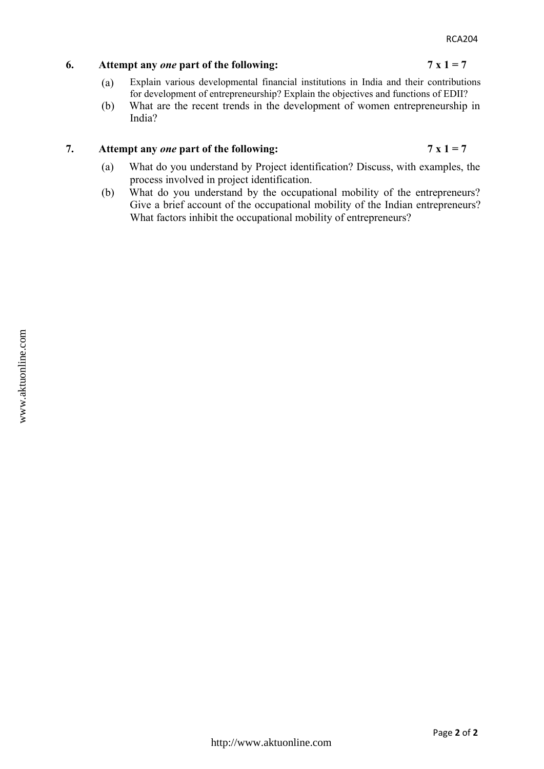**6. Attempt any *one* part of the following: 7 x 1 = 7**

(a) Explain various developmental financial institutions in India and their contributions for development of entrepreneurship? Explain the objectives and functions of EDII?

(b) What are the recent trends in the development of women entrepreneurship in India?

**7. Attempt any *one* part of the following: 7 x 1 = 7**

(a) What do you understand by Project identification? Discuss, with examples, the process involved in project identification.

(b) What do you understand by the occupational mobility of the entrepreneurs? Give a brief account of the occupational mobility of the Indian entrepreneurs? What factors inhibit the occupational mobility of entrepreneurs?